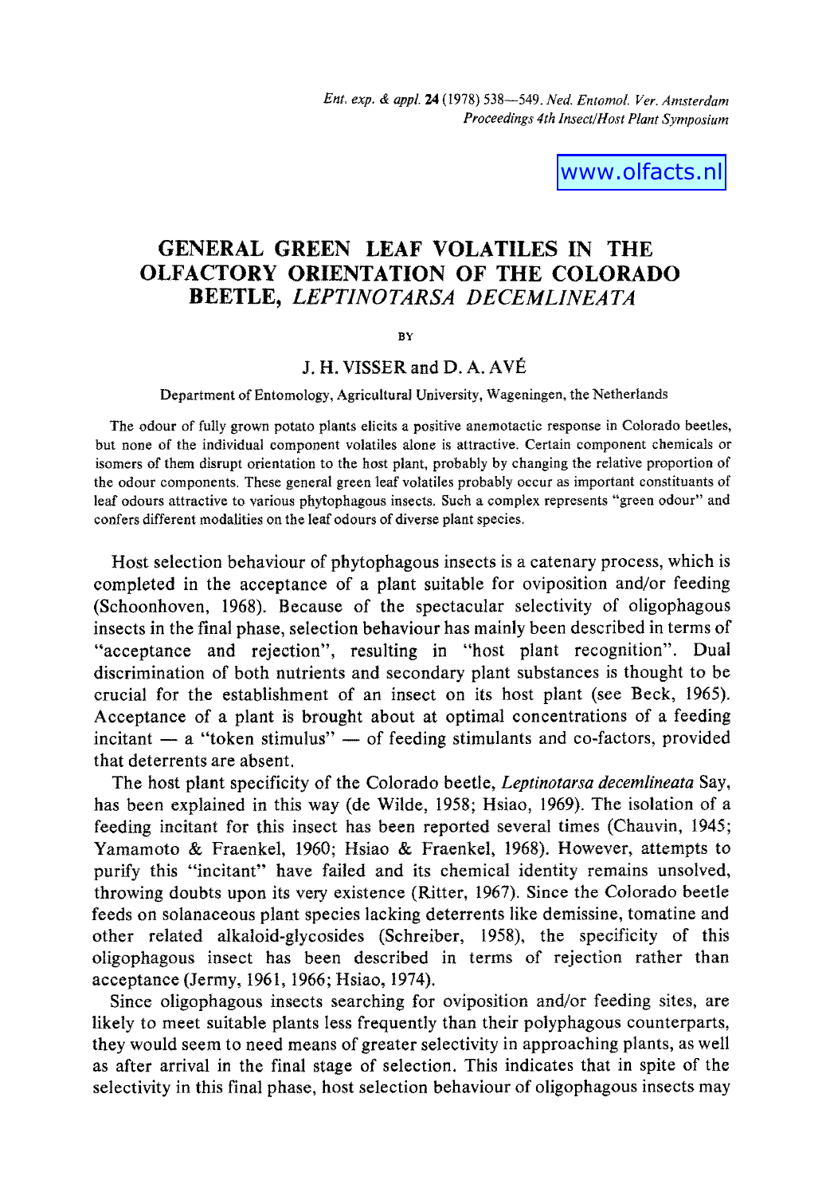# GENERAL GREEN LEAF VOLATILES IN THE OLFACTORY ORIENTATION OF THE COLORADO BEETLE, *LEPTINOTARSA DECEMLINEATA*

BY

J. H. VISSER and D. A. AVÉ

Department of Entomology, Agricultural University, Wageningen, the Netherlands

The odour of fully grown potato plants elicits a positive anemotactic response in Colorado beetles, but none of the individual component volatiles alone is attractive. Certain component chemicals or isomers of them disrupt orientation to the host plant, probably by changing the relative proportion of the odour components. These general green leaf volatiles probably occur as important constituants of leaf odours attractive to various phytophagous insects. Such a complex represents "green odour" and confers different modalities on the leaf odours of diverse plant species.

Host selection behaviour of phytophagous insects is a catenary process, which is completed in the acceptance of a plant suitable for oviposition and/or feeding (Schoonhoven, 1968). Because of the spectacular selectivity of oligophagous insects in the final phase, selection behaviour has mainly been described in terms of "acceptance and rejection", resulting in "host plant recognition". Dual discrimination of both nutrients and secondary plant substances is thought to be crucial for the establishment of an insect on its host plant (see Beck, 1965). Acceptance of a plant is brought about at optimal concentrations of a feeding incitant — a "token stimulus" — of feeding stimulants and co-factors, provided that deterrents are absent.

The host plant specificity of the Colorado beetle, *Leptinotarsa decemlineata* Say, has been explained in this way (de Wilde, 1958; Hsiao, 1969). The isolation of a feeding incitant for this insect has been reported several times (Chauvin, 1945; Yamamoto & Fraenkel, 1960; Hsiao & Fraenkel, 1968). However, attempts to purify this "incitant" have failed and its chemical identity remains unsolved, throwing doubts upon its very existence (Ritter, 1967). Since the Colorado beetle feeds on solanaceous plant species lacking deterrents like demissine, tomatine and other related alkaloid-glycosides (Schreiber, 1958), the specificity of this oligophagous insect has been described in terms of rejection rather than acceptance (Jermy, 1961, 1966; Hsiao, 1974).

Since oligophagous insects searching for oviposition and/or feeding sites, are likely to meet suitable plants less frequently than their polyphagous counterparts, they would seem to need means of greater selectivity in approaching plants, as well as after arrival in the final stage of selection. This indicates that in spite of the selectivity in this final phase, host selection behaviour of oligophagous insects may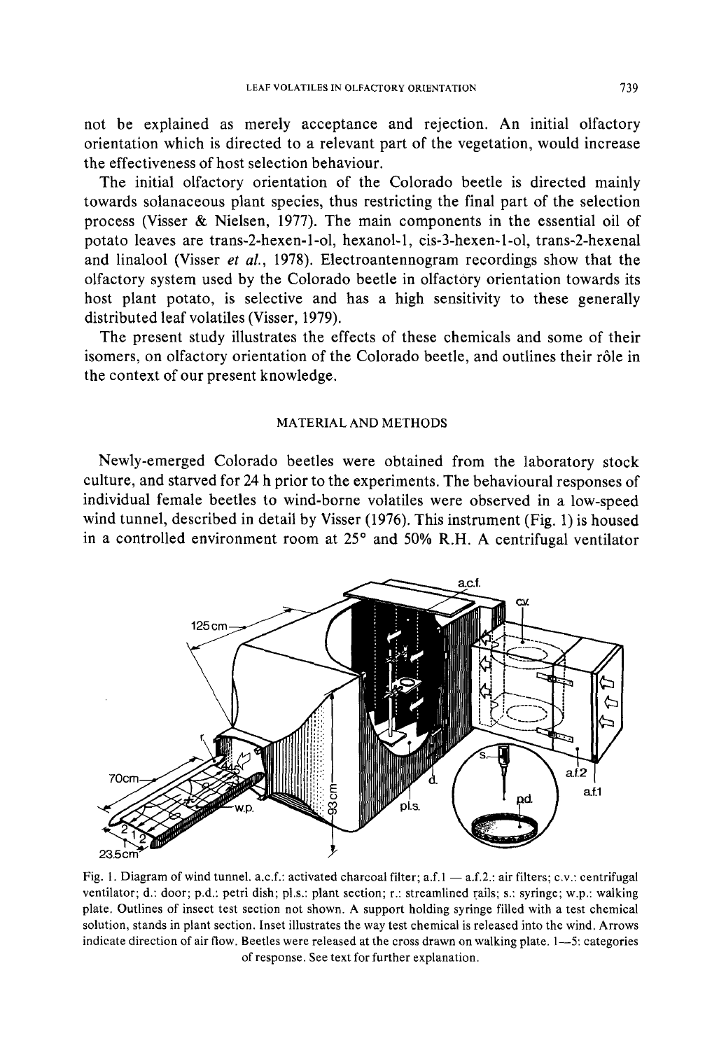not be explained as merely acceptance and rejection. An initial olfactory orientation which is directed to a relevant part of the vegetation, would increase the effectiveness of host selection behaviour.

The initial olfactory orientation of the Colorado beetle is directed mainly towards solanaceous plant species, thus restricting the final part of the selection process (Visser & Nielsen, 1977). The main components in the essential oil of potato leaves are trans-2-hexen-1-ol, hexanol-1, cis-3-hexen-1-ol, trans-2-hexenal and linalool (Visser *et al.*, 1978). Electroantennogram recordings show that the olfactory system used by the Colorado beetle in olfactory orientation towards its host plant potato, is selective and has a high sensitivity to these generally distributed leaf volatiles (Visser, 1979).

The present study illustrates the effects of these chemicals and some of their isomers, on olfactory orientation of the Colorado beetle, and outlines their rôle in the context of our present knowledge.

## MATERIAL AND METHODS

Newly-emerged Colorado beetles were obtained from the laboratory stock culture, and starved for 24 h prior to the experiments. The behavioural responses of individual female beetles to wind-borne volatiles were observed in a low-speed wind tunnel, described in detail by Visser (1976). This instrument (Fig. 1) is housed in a controlled environment room at 25° and 50% R.H. A centrifugal ventilator

Fig. 1. Diagram of wind tunnel. a.c.f.: activated charcoal filter; a.f.1 — a.f.2.: air filters; c.v.: centrifugal ventilator; d.: door; p.d.: petri dish; pl.s.: plant section; r.: streamlined rails; s.: syringe; w.p.: walking plate. Outlines of insect test section not shown. A support holding syringe filled with a test chemical solution, stands in plant section. Inset illustrates the way test chemical is released into the wind. Arrows indicate direction of air flow. Beetles were released at the cross drawn on walking plate. 1—5: categories of response. See text for further explanation.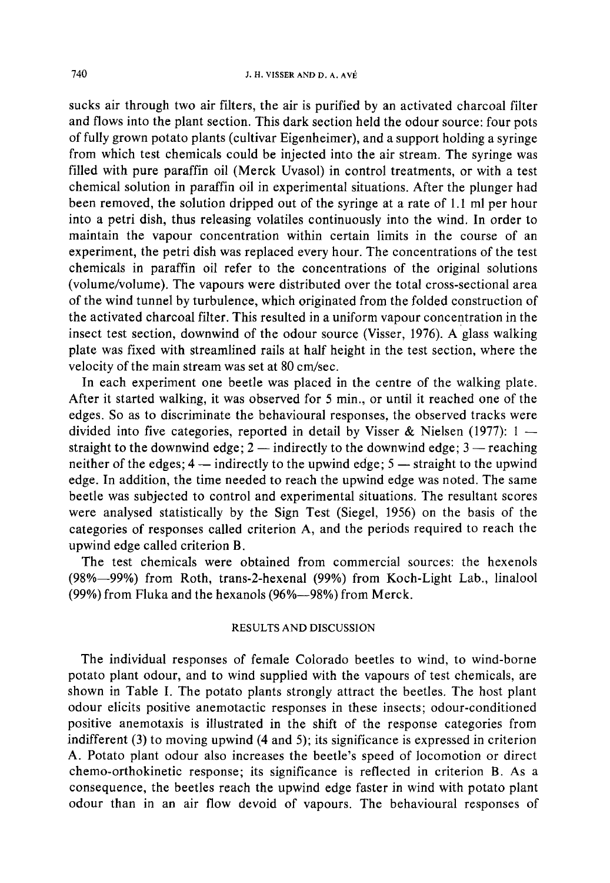sucks air through two air filters, the air is purified by an activated charcoal filter and flows into the plant section. This dark section held the odour source: four pots of fully grown potato plants (cultivar Eigenheimer), and a support holding a syringe from which test chemicals could be injected into the air stream. The syringe was filled with pure paraffin oil (Merck Uvasol) in control treatments, or with a test chemical solution in paraffin oil in experimental situations. After the plunger had been removed, the solution dripped out of the syringe at a rate of 1.1 ml per hour into a petri dish, thus releasing volatiles continuously into the wind. In order to maintain the vapour concentration within certain limits in the course of an experiment, the petri dish was replaced every hour. The concentrations of the test chemicals in paraffin oil refer to the concentrations of the original solutions (volume/volume). The vapours were distributed over the total cross-sectional area of the wind tunnel by turbulence, which originated from the folded construction of the activated charcoal filter. This resulted in a uniform vapour concentration in the insect test section, downwind of the odour source (Visser, 1976). A glass walking plate was fixed with streamlined rails at half height in the test section, where the velocity of the main stream was set at 80 cm/sec.

In each experiment one beetle was placed in the centre of the walking plate. After it started walking, it was observed for 5 min., or until it reached one of the edges. So as to discriminate the behavioural responses, the observed tracks were divided into five categories, reported in detail by Visser & Nielsen (1977): 1 — straight to the downwind edge; 2 — indirectly to the downwind edge; 3 — reaching neither of the edges; 4 — indirectly to the upwind edge; 5 — straight to the upwind edge. In addition, the time needed to reach the upwind edge was noted. The same beetle was subjected to control and experimental situations. The resultant scores were analysed statistically by the Sign Test (Siegel, 1956) on the basis of the categories of responses called criterion A, and the periods required to reach the upwind edge called criterion B.

The test chemicals were obtained from commercial sources: the hexenols (98%—99%) from Roth, trans-2-hexenal (99%) from Koch-Light Lab., linalool (99%) from Fluka and the hexanols (96%—98%) from Merck.

## RESULTS AND DISCUSSION

The individual responses of female Colorado beetles to wind, to wind-borne potato plant odour, and to wind supplied with the vapours of test chemicals, are shown in Table I. The potato plants strongly attract the beetles. The host plant odour elicits positive anemotactic responses in these insects; odour-conditioned positive anemotaxis is illustrated in the shift of the response categories from indifferent (3) to moving upwind (4 and 5); its significance is expressed in criterion A. Potato plant odour also increases the beetle's speed of locomotion or direct chemo-orthokinetic response; its significance is reflected in criterion B. As a consequence, the beetles reach the upwind edge faster in wind with potato plant odour than in an air flow devoid of vapours. The behavioural responses of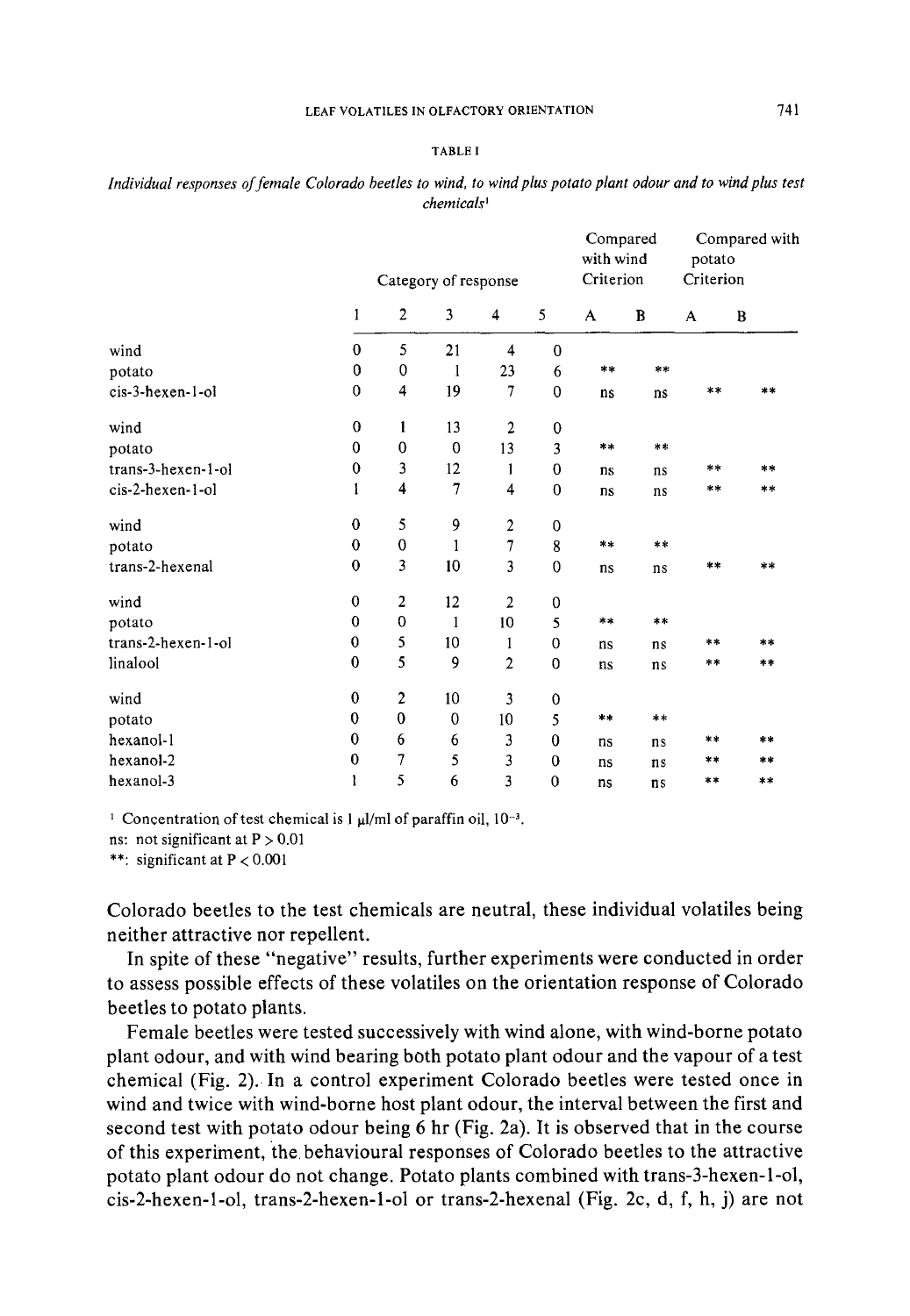TABLE I

*Individual responses of female Colorado beetles to wind, to wind plus potato plant odour and to wind plus test chemicals*[1]

| | Category of response | | | | | Compared with wind Criterion | | Compared with potato Criterion | |
|---|---|---|---|---|---|---|---|---|---|
| | 1 | 2 | 3 | 4 | 5 | A | B | A | B |
| wind | 0 | 5 | 21 | 4 | 0 | | | | |
| potato | 0 | 0 | 1 | 23 | 6 | ** | ** | | |
| cis-3-hexen-1-ol | 0 | 4 | 19 | 7 | 0 | ns | ns | ** | ** |
| wind | 0 | 1 | 13 | 2 | 0 | | | | |
| potato | 0 | 0 | 0 | 13 | 3 | ** | ** | | |
| trans-3-hexen-1-ol | 0 | 3 | 12 | 1 | 0 | ns | ns | ** | ** |
| cis-2-hexen-1-ol | 1 | 4 | 7 | 4 | 0 | ns | ns | ** | ** |
| wind | 0 | 5 | 9 | 2 | 0 | | | | |
| potato | 0 | 0 | 1 | 7 | 8 | ** | ** | | |
| trans-2-hexenal | 0 | 3 | 10 | 3 | 0 | ns | ns | ** | ** |
| wind | 0 | 2 | 12 | 2 | 0 | | | | |
| potato | 0 | 0 | 1 | 10 | 5 | ** | ** | | |
| trans-2-hexen-1-ol | 0 | 5 | 10 | 1 | 0 | ns | ns | ** | ** |
| linalool | 0 | 5 | 9 | 2 | 0 | ns | ns | ** | ** |
| wind | 0 | 2 | 10 | 3 | 0 | | | | |
| potato | 0 | 0 | 0 | 10 | 5 | ** | ** | | |
| hexanol-1 | 0 | 6 | 6 | 3 | 0 | ns | ns | ** | ** |
| hexanol-2 | 0 | 7 | 5 | 3 | 0 | ns | ns | ** | ** |
| hexanol-3 | 1 | 5 | 6 | 3 | 0 | ns | ns | ** | ** |

[1] Concentration of test chemical is 1 μl/ml of paraffin oil, $10^{-3}$.

ns: not significant at $P > 0.01$

**: significant at $P < 0.001$

Colorado beetles to the test chemicals are neutral, these individual volatiles being neither attractive nor repellent.

In spite of these "negative" results, further experiments were conducted in order to assess possible effects of these volatiles on the orientation response of Colorado beetles to potato plants.

Female beetles were tested successively with wind alone, with wind-borne potato plant odour, and with wind bearing both potato plant odour and the vapour of a test chemical (Fig. 2). In a control experiment Colorado beetles were tested once in wind and twice with wind-borne host plant odour, the interval between the first and second test with potato odour being 6 hr (Fig. 2a). It is observed that in the course of this experiment, the behavioural responses of Colorado beetles to the attractive potato plant odour do not change. Potato plants combined with trans-3-hexen-1-ol, cis-2-hexen-1-ol, trans-2-hexen-1-ol or trans-2-hexenal (Fig. 2c, d, f, h, j) are not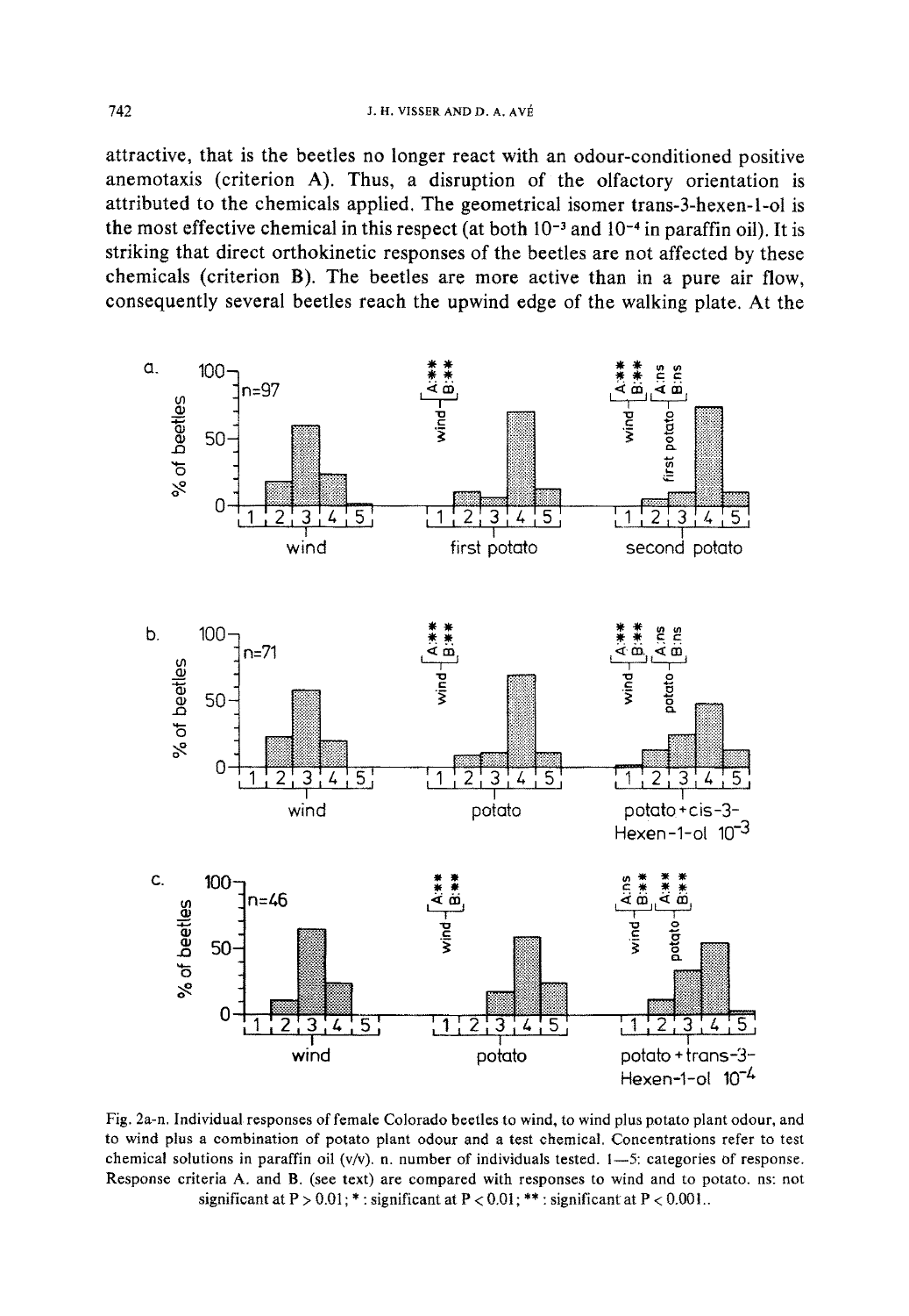attractive, that is the beetles no longer react with an odour-conditioned positive anemotaxis (criterion A). Thus, a disruption of the olfactory orientation is attributed to the chemicals applied. The geometrical isomer trans-3-hexen-1-ol is the most effective chemical in this respect (at both $10^{-3}$ and $10^{-4}$ in paraffin oil). It is striking that direct orthokinetic responses of the beetles are not affected by these chemicals (criterion B). The beetles are more active than in a pure air flow, consequently several beetles reach the upwind edge of the walking plate. At the

Fig. 2a-n. Individual responses of female Colorado beetles to wind, to wind plus potato plant odour, and to wind plus a combination of potato plant odour and a test chemical. Concentrations refer to test chemical solutions in paraffin oil (v/v). n. number of individuals tested. 1—5: categories of response. Response criteria A. and B. (see text) are compared with responses to wind and to potato. ns: not significant at $P > 0.01$; * : significant at $P < 0.01$; ** : significant at $P < 0.001$.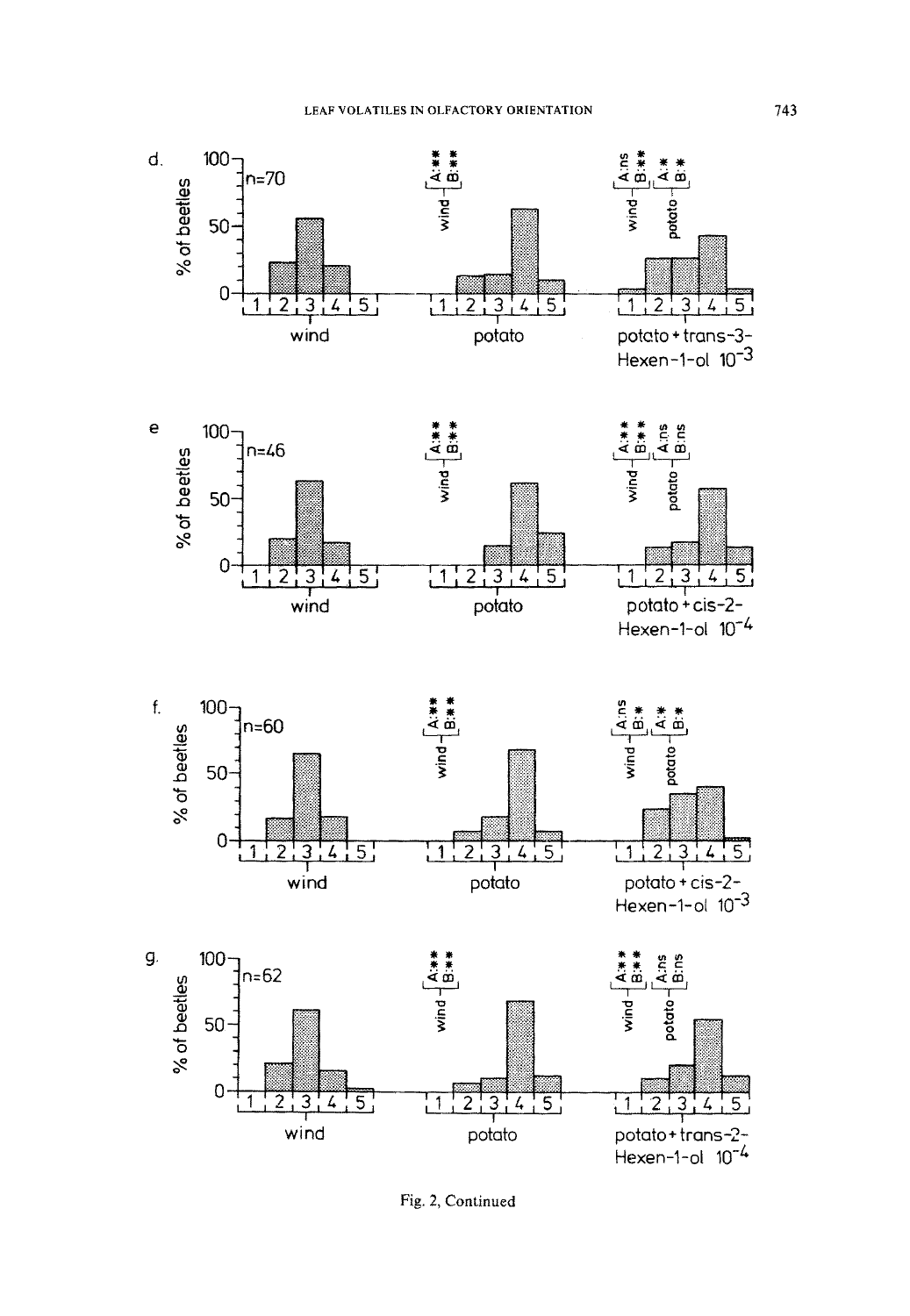Fig. 2, Continued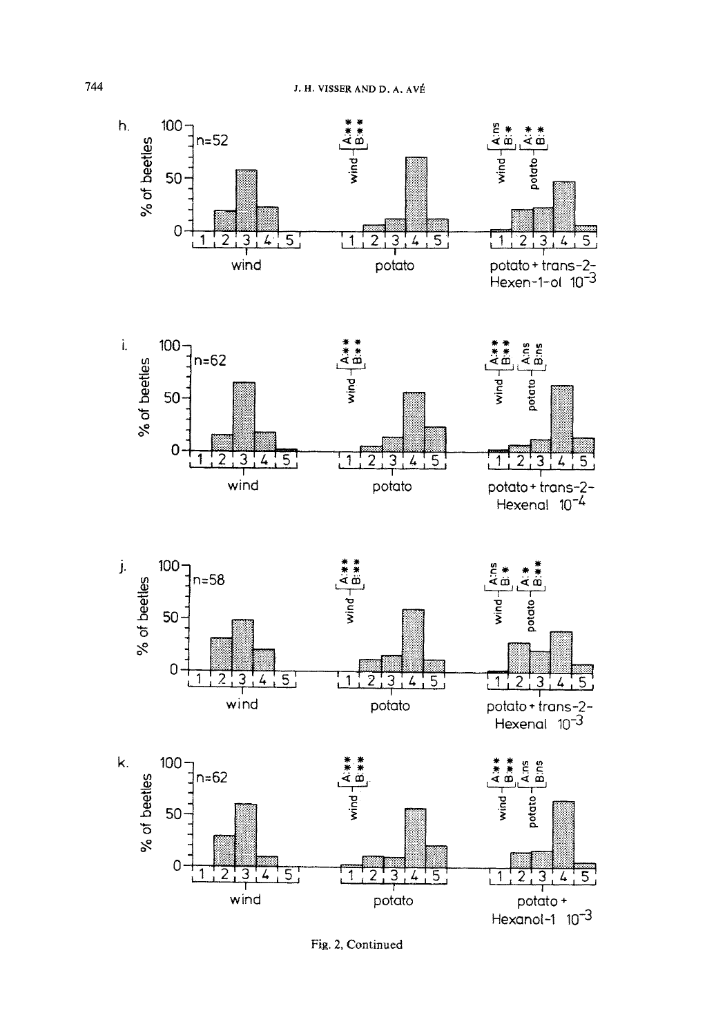Fig. 2, Continued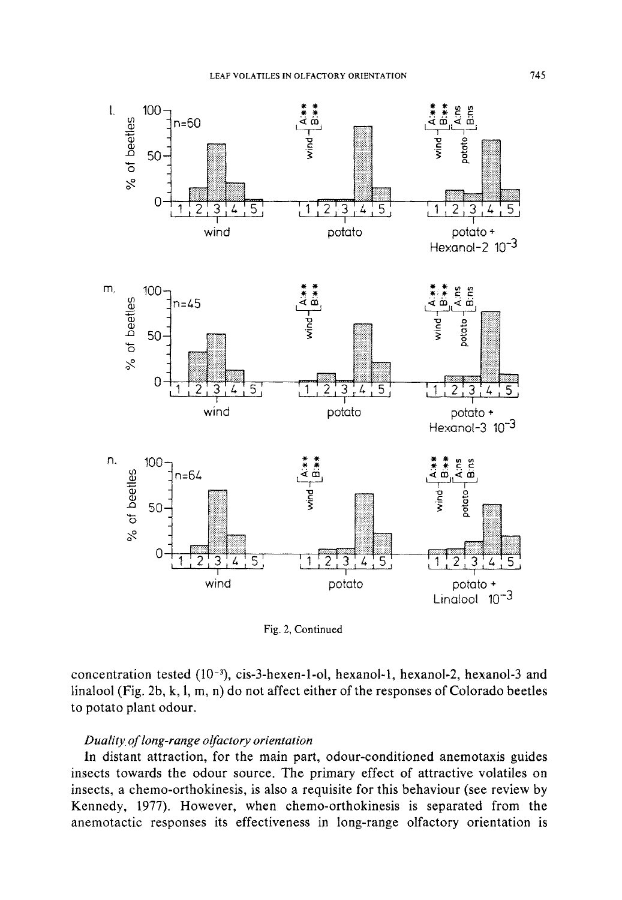Fig. 2, Continued

concentration tested ($10^{-3}$), cis-3-hexen-1-ol, hexanol-1, hexanol-2, hexanol-3 and linalool (Fig. 2b, k, l, m, n) do not affect either of the responses of Colorado beetles to potato plant odour.

### *Duality of long-range olfactory orientation*

In distant attraction, for the main part, odour-conditioned anemotaxis guides insects towards the odour source. The primary effect of attractive volatiles on insects, a chemo-orthokinesis, is also a requisite for this behaviour (see review by Kennedy, 1977). However, when chemo-orthokinesis is separated from the anemotactic responses its effectiveness in long-range olfactory orientation is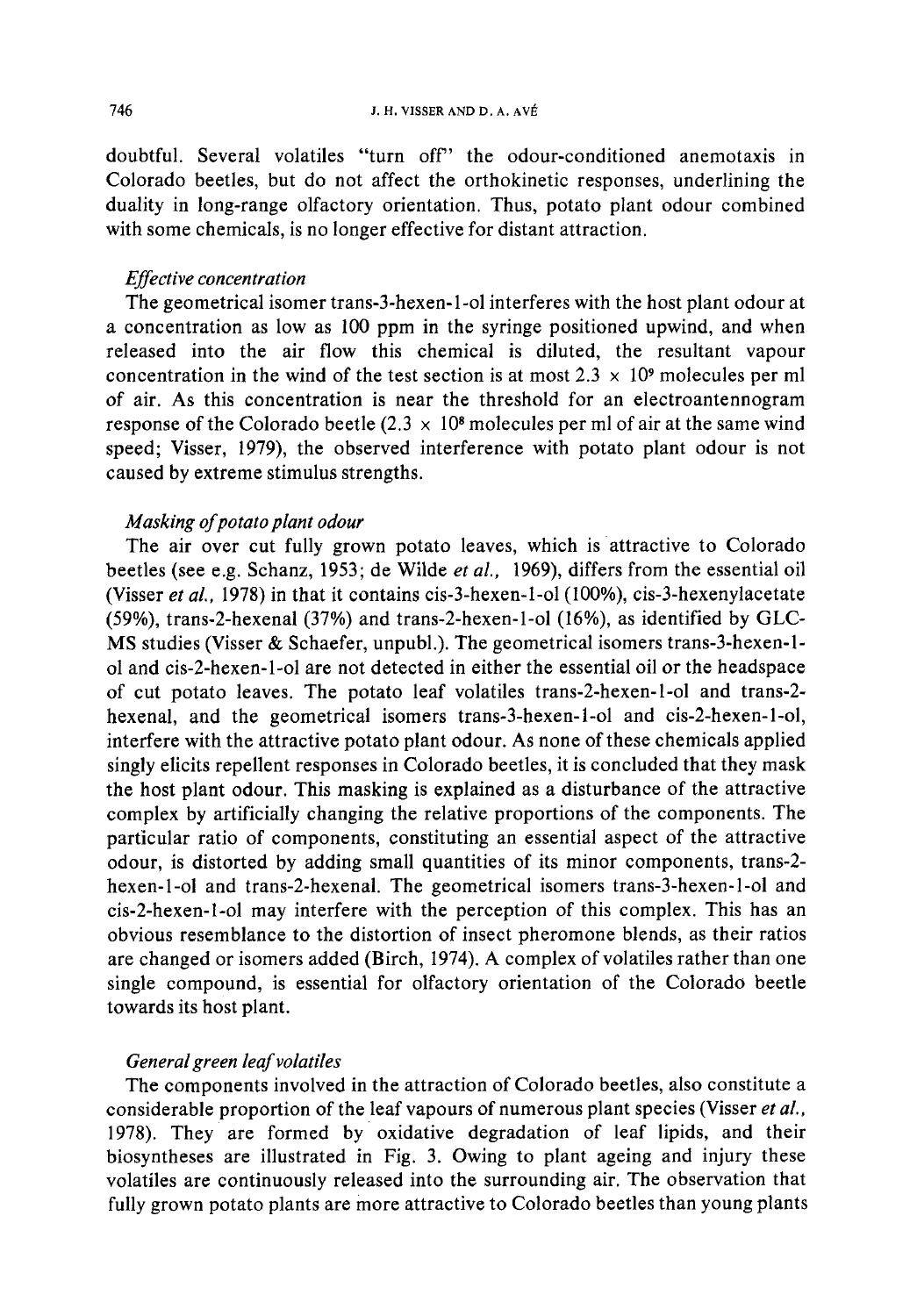doubtful. Several volatiles "turn off" the odour-conditioned anemotaxis in Colorado beetles, but do not affect the orthokinetic responses, underlining the duality in long-range olfactory orientation. Thus, potato plant odour combined with some chemicals, is no longer effective for distant attraction.

### *Effective concentration*

The geometrical isomer trans-3-hexen-1-ol interferes with the host plant odour at a concentration as low as 100 ppm in the syringe positioned upwind, and when released into the air flow this chemical is diluted, the resultant vapour concentration in the wind of the test section is at most $2.3 \times 10^9$ molecules per ml of air. As this concentration is near the threshold for an electroantennogram response of the Colorado beetle ($2.3 \times 10^8$ molecules per ml of air at the same wind speed; Visser, 1979), the observed interference with potato plant odour is not caused by extreme stimulus strengths.

### *Masking of potato plant odour*

The air over cut fully grown potato leaves, which is attractive to Colorado beetles (see e.g. Schanz, 1953; de Wilde *et al.*, 1969), differs from the essential oil (Visser *et al.*, 1978) in that it contains cis-3-hexen-1-ol (100%), cis-3-hexenylacetate (59%), trans-2-hexenal (37%) and trans-2-hexen-1-ol (16%), as identified by GLC-MS studies (Visser & Schaefer, unpubl.). The geometrical isomers trans-3-hexen-1-ol and cis-2-hexen-1-ol are not detected in either the essential oil or the headspace of cut potato leaves. The potato leaf volatiles trans-2-hexen-1-ol and trans-2-hexenal, and the geometrical isomers trans-3-hexen-1-ol and cis-2-hexen-1-ol, interfere with the attractive potato plant odour. As none of these chemicals applied singly elicits repellent responses in Colorado beetles, it is concluded that they mask the host plant odour. This masking is explained as a disturbance of the attractive complex by artificially changing the relative proportions of the components. The particular ratio of components, constituting an essential aspect of the attractive odour, is distorted by adding small quantities of its minor components, trans-2-hexen-1-ol and trans-2-hexenal. The geometrical isomers trans-3-hexen-1-ol and cis-2-hexen-1-ol may interfere with the perception of this complex. This has an obvious resemblance to the distortion of insect pheromone blends, as their ratios are changed or isomers added (Birch, 1974). A complex of volatiles rather than one single compound, is essential for olfactory orientation of the Colorado beetle towards its host plant.

### *General green leaf volatiles*

The components involved in the attraction of Colorado beetles, also constitute a considerable proportion of the leaf vapours of numerous plant species (Visser *et al.*, 1978). They are formed by oxidative degradation of leaf lipids, and their biosyntheses are illustrated in Fig. 3. Owing to plant ageing and injury these volatiles are continuously released into the surrounding air. The observation that fully grown potato plants are more attractive to Colorado beetles than young plants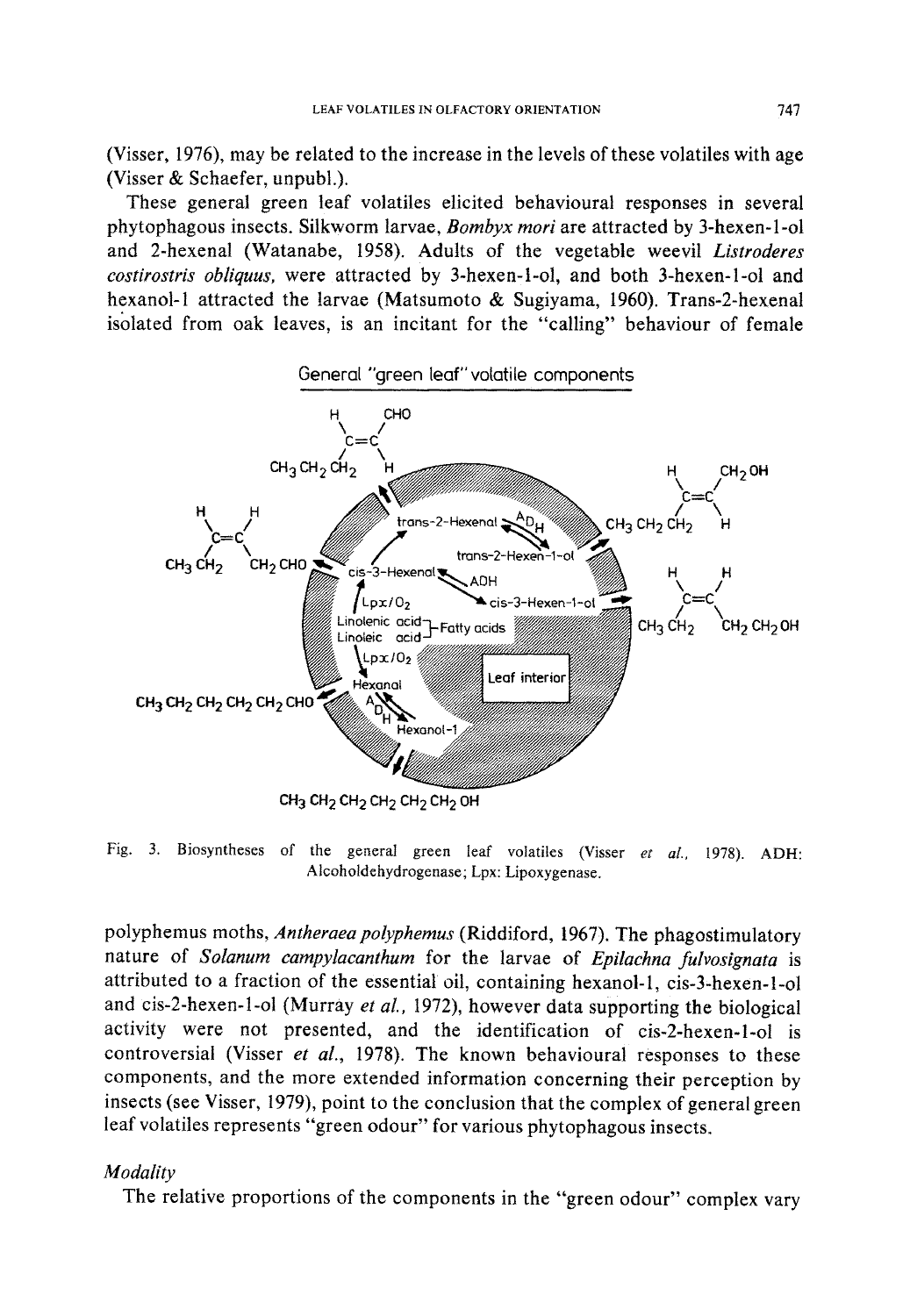(Visser, 1976), may be related to the increase in the levels of these volatiles with age (Visser & Schaefer, unpubl.).

These general green leaf volatiles elicited behavioural responses in several phytophagous insects. Silkworm larvae, *Bombyx mori* are attracted by 3-hexen-1-ol and 2-hexenal (Watanabe, 1958). Adults of the vegetable weevil *Listroderes costirostris obliquus*, were attracted by 3-hexen-1-ol, and both 3-hexen-1-ol and hexanol-1 attracted the larvae (Matsumoto & Sugiyama, 1960). Trans-2-hexenal isolated from oak leaves, is an incitant for the "calling" behaviour of female polyphemus moths, *Antheraea polyphemus* (Riddiford, 1967). The phagostimulatory nature of *Solanum campylacanthum* for the larvae of *Epilachna fulvosignata* is attributed to a fraction of the essential oil, containing hexanol-1, cis-3-hexen-1-ol and cis-2-hexen-1-ol (Murray *et al.*, 1972), however data supporting the biological activity were not presented, and the identification of cis-2-hexen-1-ol is controversial (Visser *et al.*, 1978). The known behavioural responses to these components, and the more extended information concerning their perception by insects (see Visser, 1979), point to the conclusion that the complex of general green leaf volatiles represents "green odour" for various phytophagous insects.

General "green leaf" volatile components

Fig. 3. Biosyntheses of the general green leaf volatiles (Visser *et al.*, 1978). ADH: Alcoholdehydrogenase; Lpx: Lipoxygenase.

### *Modality*

The relative proportions of the components in the "green odour" complex vary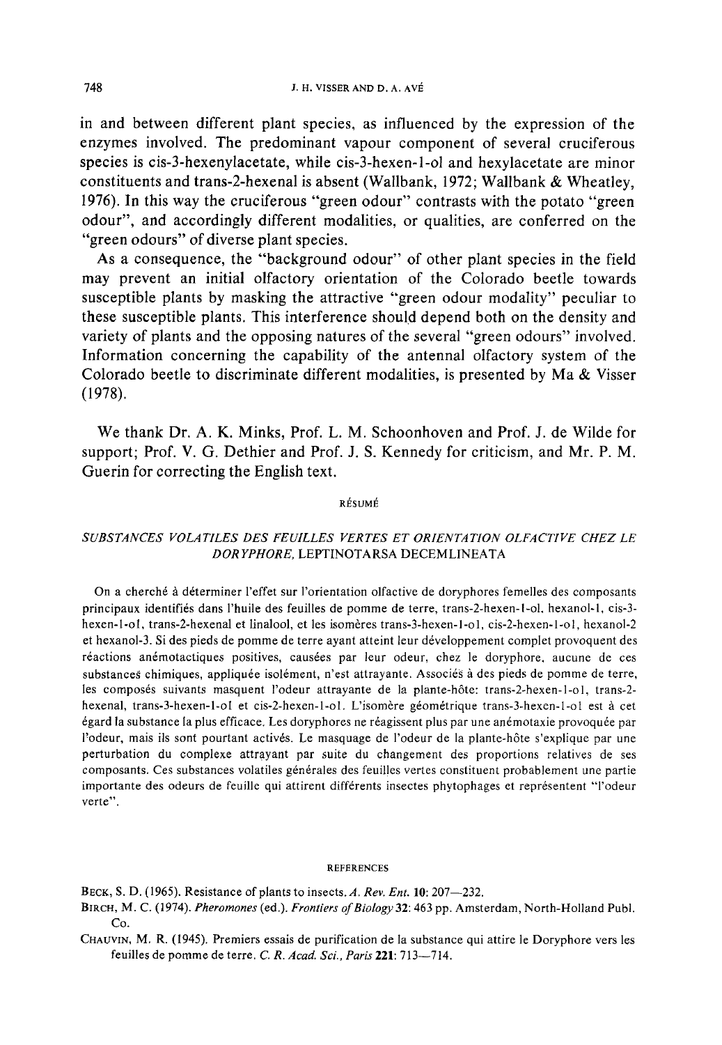in and between different plant species, as influenced by the expression of the enzymes involved. The predominant vapour component of several cruciferous species is cis-3-hexenylacetate, while cis-3-hexen-1-ol and hexylacetate are minor constituents and trans-2-hexenal is absent (Wallbank, 1972; Wallbank & Wheatley, 1976). In this way the cruciferous "green odour" contrasts with the potato "green odour", and accordingly different modalities, or qualities, are conferred on the "green odours" of diverse plant species.

As a consequence, the "background odour" of other plant species in the field may prevent an initial olfactory orientation of the Colorado beetle towards susceptible plants by masking the attractive "green odour modality" peculiar to these susceptible plants. This interference should depend both on the density and variety of plants and the opposing natures of the several "green odours" involved. Information concerning the capability of the antennal olfactory system of the Colorado beetle to discriminate different modalities, is presented by Ma & Visser (1978).

We thank Dr. A. K. Minks, Prof. L. M. Schoonhoven and Prof. J. de Wilde for support; Prof. V. G. Dethier and Prof. J. S. Kennedy for criticism, and Mr. P. M. Guerin for correcting the English text.

## RÉSUMÉ

### *SUBSTANCES VOLATILES DES FEUILLES VERTES ET ORIENTATION OLFACTIVE CHEZ LE DORYPHORE,* LEPTINOTARSA DECEMLINEATA

On a cherché à déterminer l'effet sur l'orientation olfactive de doryphores femelles des composants principaux identifiés dans l'huile des feuilles de pomme de terre, trans-2-hexen-1-ol, hexanol-1, cis-3-hexen-1-ol, trans-2-hexenal et linalool, et les isomères trans-3-hexen-1-ol, cis-2-hexen-1-ol, hexanol-2 et hexanol-3. Si des pieds de pomme de terre ayant atteint leur développement complet provoquent des réactions anémotactiques positives, causées par leur odeur, chez le doryphore, aucune de ces substances chimiques, appliquée isolément, n'est attrayante. Associés à des pieds de pomme de terre, les composés suivants masquent l'odeur attrayante de la plante-hôte: trans-2-hexen-1-ol, trans-2-hexenal, trans-3-hexen-1-ol et cis-2-hexen-1-ol. L'isomère géométrique trans-3-hexen-1-ol est à cet égard la substance la plus efficace. Les doryphores ne réagissent plus par une anémotaxie provoquée par l'odeur, mais ils sont pourtant activés. Le masquage de l'odeur de la plante-hôte s'explique par une perturbation du complexe attrayant par suite du changement des proportions relatives de ses composants. Ces substances volatiles générales des feuilles vertes constituent probablement une partie importante des odeurs de feuille qui attirent différents insectes phytophages et représentent "l'odeur verte".

## REFERENCES

Beck, S. D. (1965). Resistance of plants to insects. *A. Rev. Ent.* **10**: 207—232.

Birch, M. C. (1974). *Pheromones* (ed.). *Frontiers of Biology* **32**: 463 pp. Amsterdam, North-Holland Publ. Co.

Chauvin, M. R. (1945). Premiers essais de purification de la substance qui attire le Doryphore vers les feuilles de pomme de terre. *C. R. Acad. Sci., Paris* **221**: 713—714.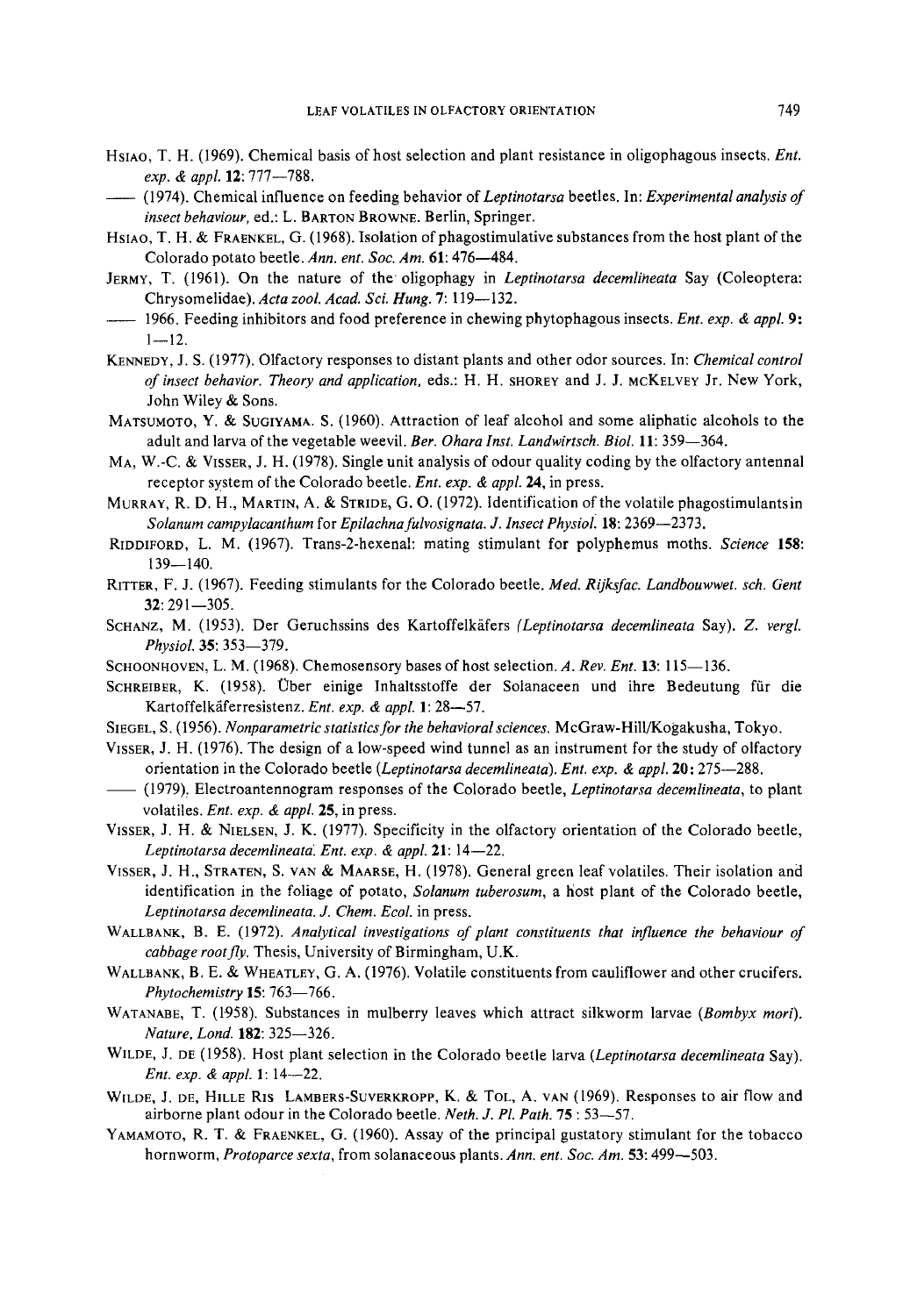Hsiao, T. H. (1969). Chemical basis of host selection and plant resistance in oligophagous insects. *Ent. exp. & appl.* **12**: 777—788.

—— (1974). Chemical influence on feeding behavior of *Leptinotarsa* beetles. In: *Experimental analysis of insect behaviour*, ed.: L. Barton Browne. Berlin, Springer.

Hsiao, T. H. & Fraenkel, G. (1968). Isolation of phagostimulative substances from the host plant of the Colorado potato beetle. *Ann. ent. Soc. Am.* **61**: 476—484.

Jermy, T. (1961). On the nature of the oligophagy in *Leptinotarsa decemlineata* Say (Coleoptera: Chrysomelidae). *Acta zool. Acad. Sci. Hung.* **7**: 119—132.

—— 1966. Feeding inhibitors and food preference in chewing phytophagous insects. *Ent. exp. & appl.* **9**: 1—12.

Kennedy, J. S. (1977). Olfactory responses to distant plants and other odor sources. In: *Chemical control of insect behavior. Theory and application*, eds.: H. H. Shorey and J. J. McKelvey Jr. New York, John Wiley & Sons.

Matsumoto, Y. & Sugiyama, S. (1960). Attraction of leaf alcohol and some aliphatic alcohols to the adult and larva of the vegetable weevil. *Ber. Ohara Inst. Landwirtsch. Biol.* **11**: 359—364.

Ma, W.-C. & Visser, J. H. (1978). Single unit analysis of odour quality coding by the olfactory antennal receptor system of the Colorado beetle. *Ent. exp. & appl.* **24**, in press.

Murray, R. D. H., Martin, A. & Stride, G. O. (1972). Identification of the volatile phagostimulants in *Solanum campylacanthum* for *Epilachna fulvosignata*. *J. Insect Physiol.* **18**: 2369—2373.

Riddiford, L. M. (1967). Trans-2-hexenal: mating stimulant for polyphemus moths. *Science* **158**: 139—140.

Ritter, F. J. (1967). Feeding stimulants for the Colorado beetle. *Med. Rijksfac. Landbouwwet. sch. Gent* **32**: 291—305.

Schanz, M. (1953). Der Geruchssins des Kartoffelkäfers *(Leptinotarsa decemlineata* Say). *Z. vergl. Physiol.* **35**: 353—379.

Schoonhoven, L. M. (1968). Chemosensory bases of host selection. *A. Rev. Ent.* **13**: 115—136.

Schreiber, K. (1958). Über einige Inhaltsstoffe der Solanaceen und ihre Bedeutung für die Kartoffelkäferresistenz. *Ent. exp. & appl.* **1**: 28—57.

Siegel, S. (1956). *Nonparametric statistics for the behavioral sciences.* McGraw-Hill/Kogakusha, Tokyo.

Visser, J. H. (1976). The design of a low-speed wind tunnel as an instrument for the study of olfactory orientation in the Colorado beetle (*Leptinotarsa decemlineata*). *Ent. exp. & appl.* **20**: 275—288.

—— (1979). Electroantennogram responses of the Colorado beetle, *Leptinotarsa decemlineata*, to plant volatiles. *Ent. exp. & appl.* **25**, in press.

Visser, J. H. & Nielsen, J. K. (1977). Specificity in the olfactory orientation of the Colorado beetle, *Leptinotarsa decemlineata*. *Ent. exp. & appl.* **21**: 14—22.

Visser, J. H., Straten, S. van & Maarse, H. (1978). General green leaf volatiles. Their isolation and identification in the foliage of potato, *Solanum tuberosum*, a host plant of the Colorado beetle, *Leptinotarsa decemlineata*. *J. Chem. Ecol.* in press.

Wallbank, B. E. (1972). *Analytical investigations of plant constituents that influence the behaviour of cabbage root fly.* Thesis, University of Birmingham, U.K.

Wallbank, B. E. & Wheatley, G. A. (1976). Volatile constituents from cauliflower and other crucifers. *Phytochemistry* **15**: 763—766.

Watanabe, T. (1958). Substances in mulberry leaves which attract silkworm larvae (*Bombyx mori*). *Nature, Lond.* **182**: 325—326.

Wilde, J. de (1958). Host plant selection in the Colorado beetle larva (*Leptinotarsa decemlineata* Say). *Ent. exp. & appl.* **1**: 14—22.

Wilde, J. de, Hille Ris Lambers-Suverkropp, K. & Tol, A. van (1969). Responses to air flow and airborne plant odour in the Colorado beetle. *Neth. J. Pl. Path.* **75**: 53—57.

Yamamoto, R. T. & Fraenkel, G. (1960). Assay of the principal gustatory stimulant for the tobacco hornworm, *Protoparce sexta*, from solanaceous plants. *Ann. ent. Soc. Am.* **53**: 499—503.